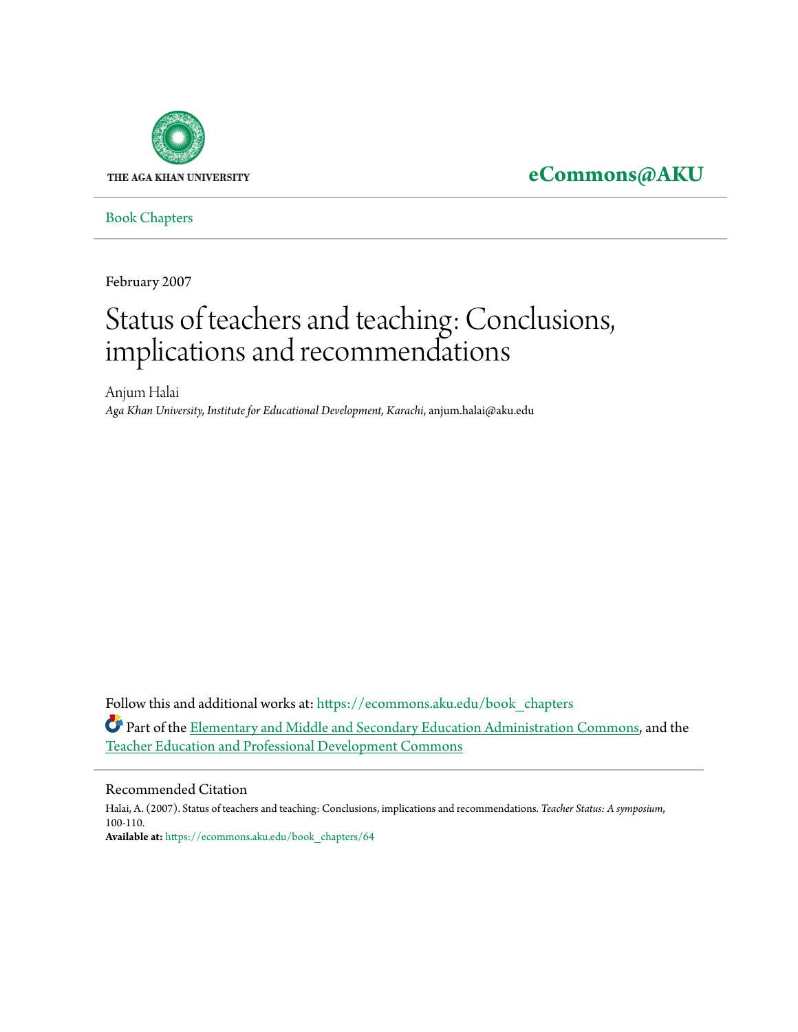THE AGA KHAN UNIVERSITY

**eCommons@AKU**

Book Chapters

February 2007

# Status of teachers and teaching: Conclusions, implications and recommendations

Anjum Halai
*Aga Khan University, Institute for Educational Development, Karachi*, anjum.halai@aku.edu

Follow this and additional works at: https://ecommons.aku.edu/book_chapters

Part of the Elementary and Middle and Secondary Education Administration Commons, and the Teacher Education and Professional Development Commons

## Recommended Citation

Halai, A. (2007). Status of teachers and teaching: Conclusions, implications and recommendations. *Teacher Status: A symposium*, 100-110.
**Available at:** https://ecommons.aku.edu/book_chapters/64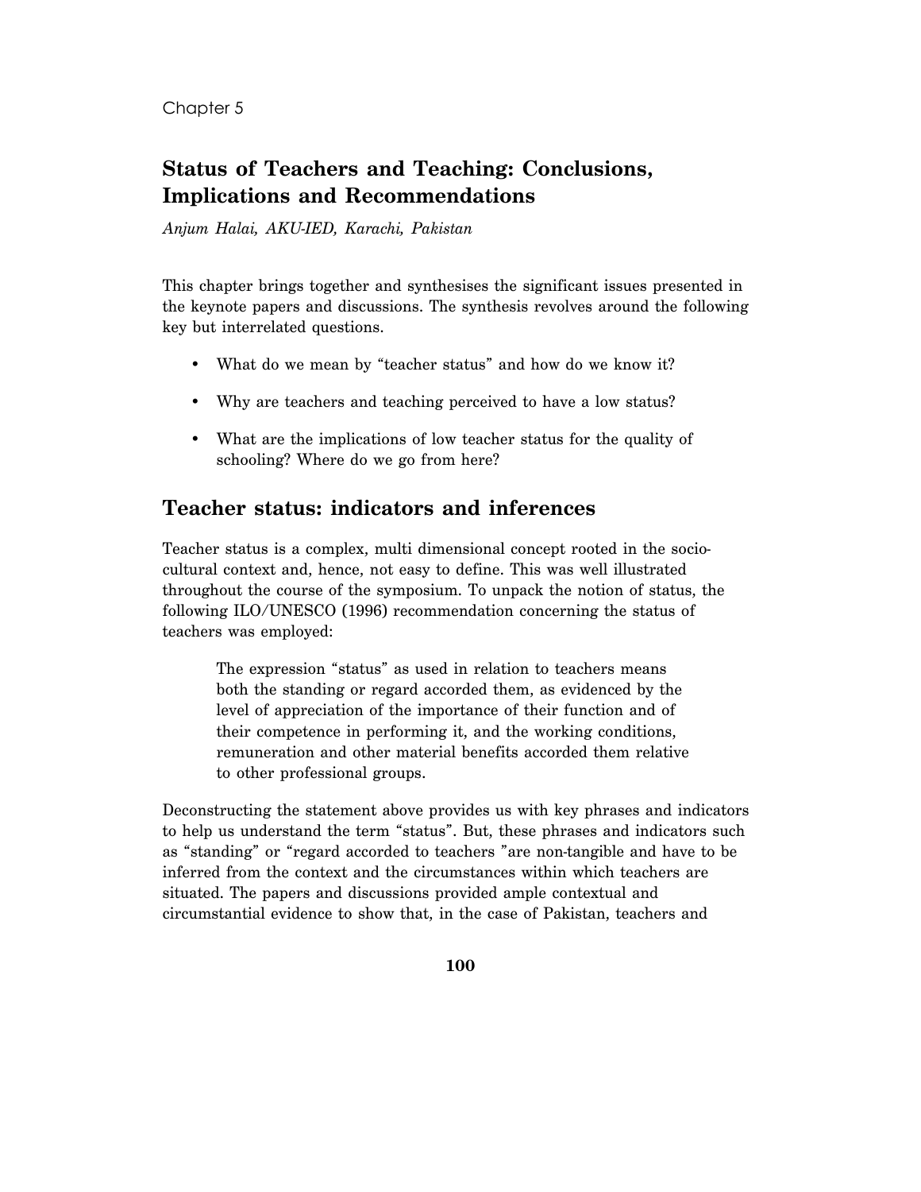Chapter 5

# Status of Teachers and Teaching: Conclusions, Implications and Recommendations

*Anjum Halai, AKU-IED, Karachi, Pakistan*

This chapter brings together and synthesises the significant issues presented in the keynote papers and discussions. The synthesis revolves around the following key but interrelated questions.

- What do we mean by "teacher status" and how do we know it?
- Why are teachers and teaching perceived to have a low status?
- What are the implications of low teacher status for the quality of schooling? Where do we go from here?

## Teacher status: indicators and inferences

Teacher status is a complex, multi dimensional concept rooted in the socio-cultural context and, hence, not easy to define. This was well illustrated throughout the course of the symposium. To unpack the notion of status, the following ILO/UNESCO (1996) recommendation concerning the status of teachers was employed:

> The expression "status" as used in relation to teachers means both the standing or regard accorded them, as evidenced by the level of appreciation of the importance of their function and of their competence in performing it, and the working conditions, remuneration and other material benefits accorded them relative to other professional groups.

Deconstructing the statement above provides us with key phrases and indicators to help us understand the term "status". But, these phrases and indicators such as "standing" or "regard accorded to teachers "are non-tangible and have to be inferred from the context and the circumstances within which teachers are situated. The papers and discussions provided ample contextual and circumstantial evidence to show that, in the case of Pakistan, teachers and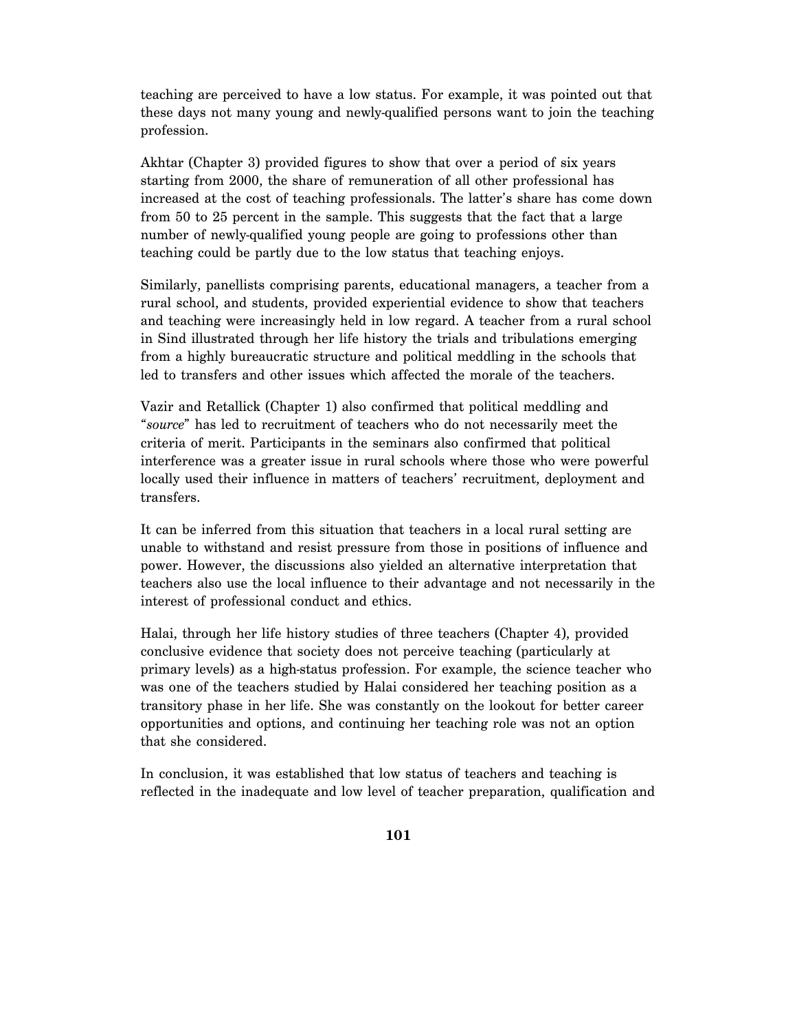teaching are perceived to have a low status. For example, it was pointed out that these days not many young and newly-qualified persons want to join the teaching profession.

Akhtar (Chapter 3) provided figures to show that over a period of six years starting from 2000, the share of remuneration of all other professional has increased at the cost of teaching professionals. The latter's share has come down from 50 to 25 percent in the sample. This suggests that the fact that a large number of newly-qualified young people are going to professions other than teaching could be partly due to the low status that teaching enjoys.

Similarly, panellists comprising parents, educational managers, a teacher from a rural school, and students, provided experiential evidence to show that teachers and teaching were increasingly held in low regard. A teacher from a rural school in Sind illustrated through her life history the trials and tribulations emerging from a highly bureaucratic structure and political meddling in the schools that led to transfers and other issues which affected the morale of the teachers.

Vazir and Retallick (Chapter 1) also confirmed that political meddling and "*source*" has led to recruitment of teachers who do not necessarily meet the criteria of merit. Participants in the seminars also confirmed that political interference was a greater issue in rural schools where those who were powerful locally used their influence in matters of teachers' recruitment, deployment and transfers.

It can be inferred from this situation that teachers in a local rural setting are unable to withstand and resist pressure from those in positions of influence and power. However, the discussions also yielded an alternative interpretation that teachers also use the local influence to their advantage and not necessarily in the interest of professional conduct and ethics.

Halai, through her life history studies of three teachers (Chapter 4), provided conclusive evidence that society does not perceive teaching (particularly at primary levels) as a high-status profession. For example, the science teacher who was one of the teachers studied by Halai considered her teaching position as a transitory phase in her life. She was constantly on the lookout for better career opportunities and options, and continuing her teaching role was not an option that she considered.

In conclusion, it was established that low status of teachers and teaching is reflected in the inadequate and low level of teacher preparation, qualification and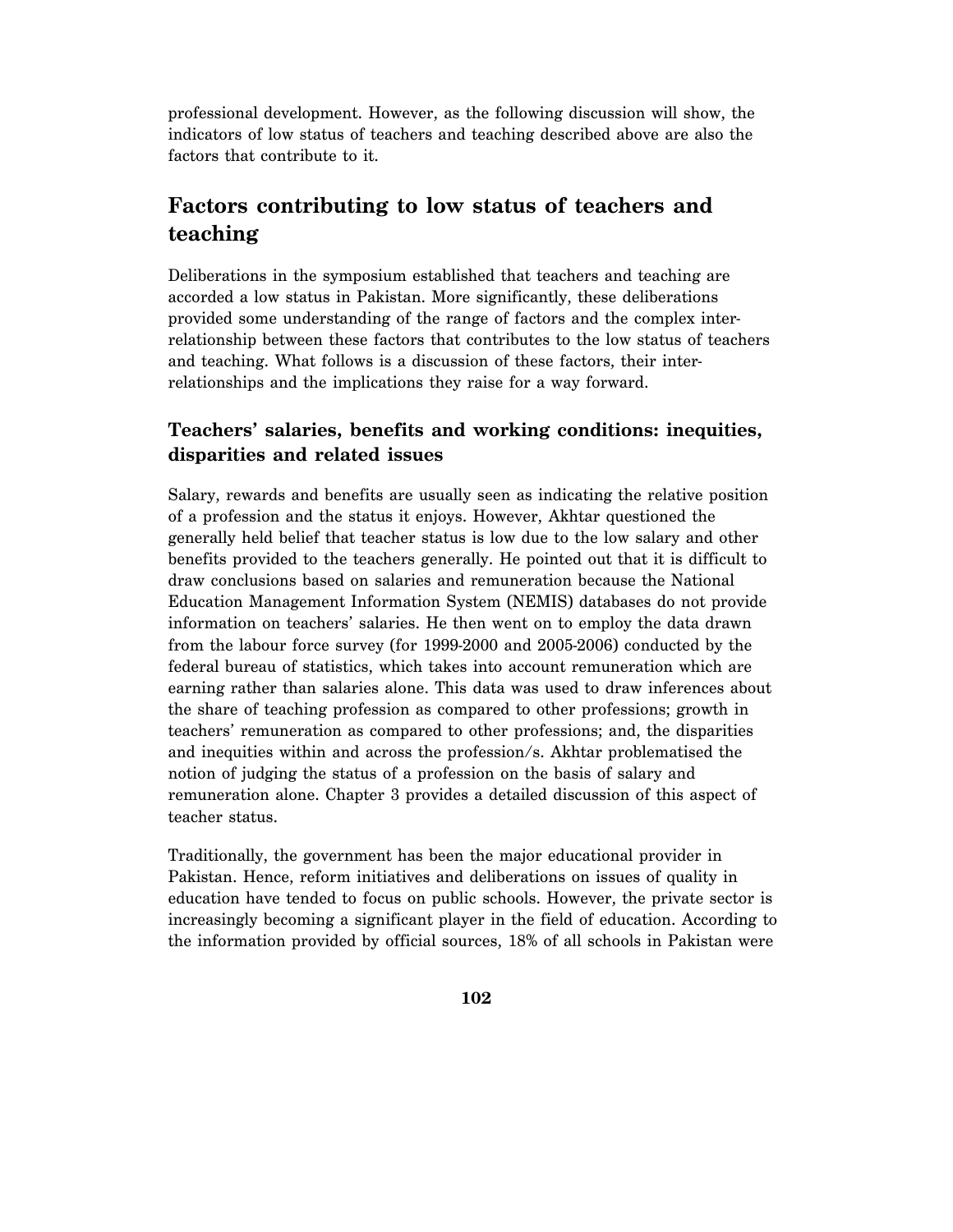professional development. However, as the following discussion will show, the indicators of low status of teachers and teaching described above are also the factors that contribute to it.

## Factors contributing to low status of teachers and teaching

Deliberations in the symposium established that teachers and teaching are accorded a low status in Pakistan. More significantly, these deliberations provided some understanding of the range of factors and the complex inter-relationship between these factors that contributes to the low status of teachers and teaching. What follows is a discussion of these factors, their inter-relationships and the implications they raise for a way forward.

### Teachers' salaries, benefits and working conditions: inequities, disparities and related issues

Salary, rewards and benefits are usually seen as indicating the relative position of a profession and the status it enjoys. However, Akhtar questioned the generally held belief that teacher status is low due to the low salary and other benefits provided to the teachers generally. He pointed out that it is difficult to draw conclusions based on salaries and remuneration because the National Education Management Information System (NEMIS) databases do not provide information on teachers' salaries. He then went on to employ the data drawn from the labour force survey (for 1999-2000 and 2005-2006) conducted by the federal bureau of statistics, which takes into account remuneration which are earning rather than salaries alone. This data was used to draw inferences about the share of teaching profession as compared to other professions; growth in teachers' remuneration as compared to other professions; and, the disparities and inequities within and across the profession/s. Akhtar problematised the notion of judging the status of a profession on the basis of salary and remuneration alone. Chapter 3 provides a detailed discussion of this aspect of teacher status.

Traditionally, the government has been the major educational provider in Pakistan. Hence, reform initiatives and deliberations on issues of quality in education have tended to focus on public schools. However, the private sector is increasingly becoming a significant player in the field of education. According to the information provided by official sources, 18% of all schools in Pakistan were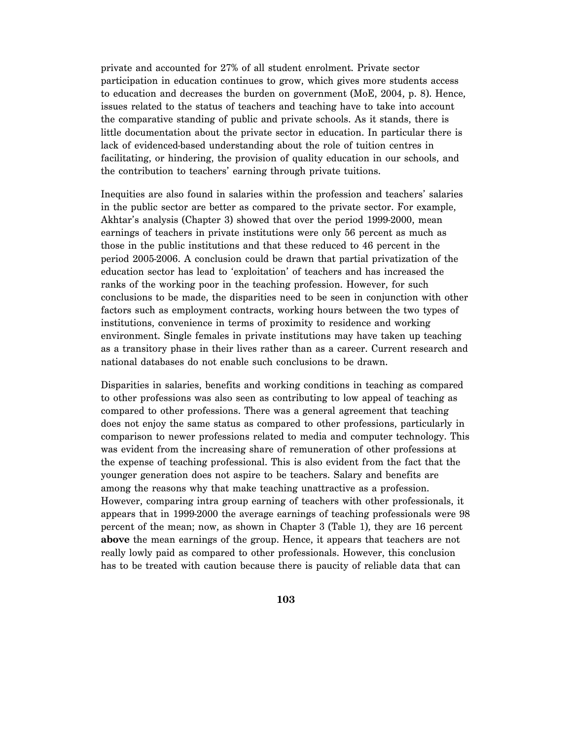private and accounted for 27% of all student enrolment. Private sector participation in education continues to grow, which gives more students access to education and decreases the burden on government (MoE, 2004, p. 8). Hence, issues related to the status of teachers and teaching have to take into account the comparative standing of public and private schools. As it stands, there is little documentation about the private sector in education. In particular there is lack of evidenced-based understanding about the role of tuition centres in facilitating, or hindering, the provision of quality education in our schools, and the contribution to teachers' earning through private tuitions.

Inequities are also found in salaries within the profession and teachers' salaries in the public sector are better as compared to the private sector. For example, Akhtar's analysis (Chapter 3) showed that over the period 1999-2000, mean earnings of teachers in private institutions were only 56 percent as much as those in the public institutions and that these reduced to 46 percent in the period 2005-2006. A conclusion could be drawn that partial privatization of the education sector has lead to 'exploitation' of teachers and has increased the ranks of the working poor in the teaching profession. However, for such conclusions to be made, the disparities need to be seen in conjunction with other factors such as employment contracts, working hours between the two types of institutions, convenience in terms of proximity to residence and working environment. Single females in private institutions may have taken up teaching as a transitory phase in their lives rather than as a career. Current research and national databases do not enable such conclusions to be drawn.

Disparities in salaries, benefits and working conditions in teaching as compared to other professions was also seen as contributing to low appeal of teaching as compared to other professions. There was a general agreement that teaching does not enjoy the same status as compared to other professions, particularly in comparison to newer professions related to media and computer technology. This was evident from the increasing share of remuneration of other professions at the expense of teaching professional. This is also evident from the fact that the younger generation does not aspire to be teachers. Salary and benefits are among the reasons why that make teaching unattractive as a profession. However, comparing intra group earning of teachers with other professionals, it appears that in 1999-2000 the average earnings of teaching professionals were 98 percent of the mean; now, as shown in Chapter 3 (Table 1), they are 16 percent **above** the mean earnings of the group. Hence, it appears that teachers are not really lowly paid as compared to other professionals. However, this conclusion has to be treated with caution because there is paucity of reliable data that can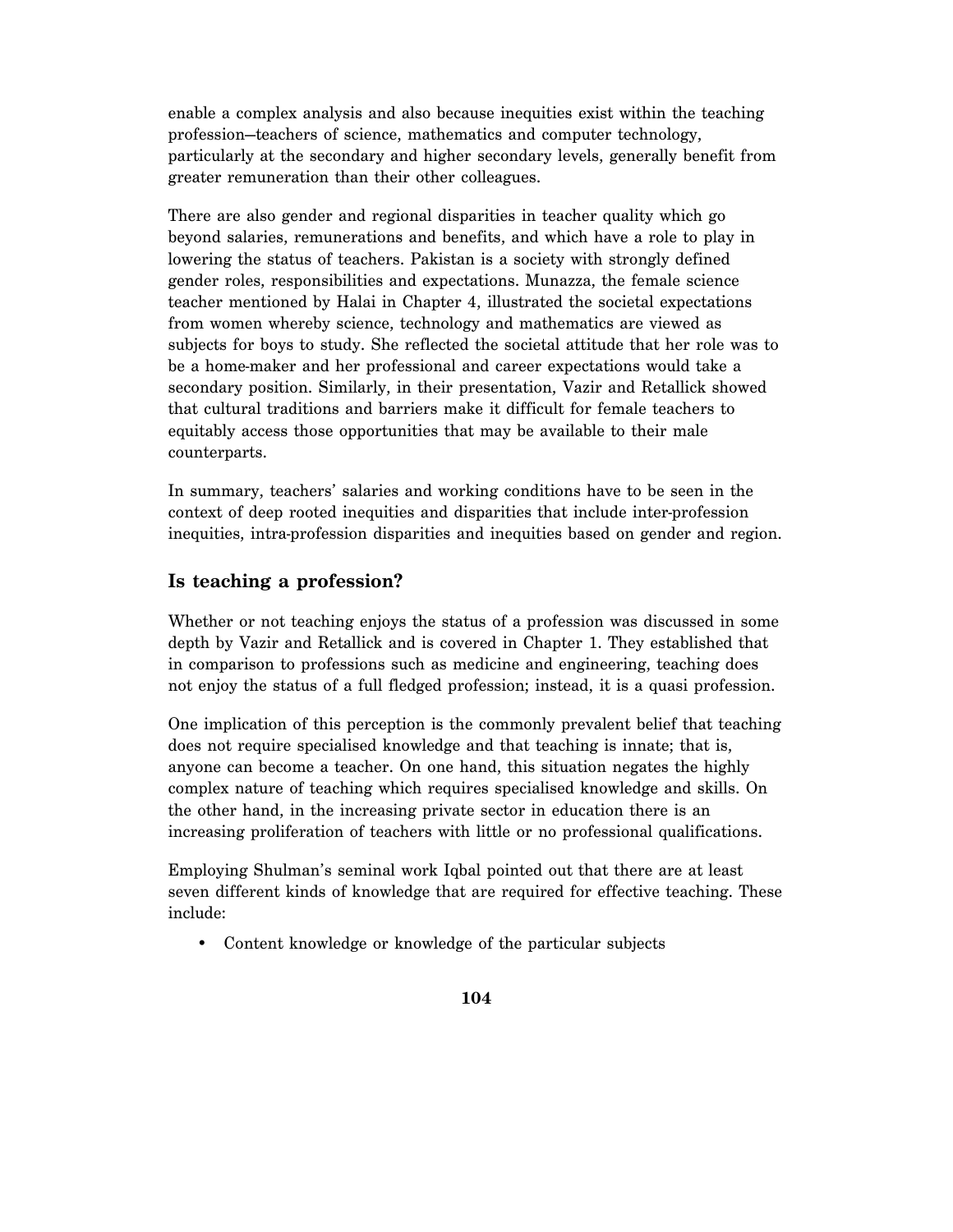enable a complex analysis and also because inequities exist within the teaching profession—teachers of science, mathematics and computer technology, particularly at the secondary and higher secondary levels, generally benefit from greater remuneration than their other colleagues.

There are also gender and regional disparities in teacher quality which go beyond salaries, remunerations and benefits, and which have a role to play in lowering the status of teachers. Pakistan is a society with strongly defined gender roles, responsibilities and expectations. Munazza, the female science teacher mentioned by Halai in Chapter 4, illustrated the societal expectations from women whereby science, technology and mathematics are viewed as subjects for boys to study. She reflected the societal attitude that her role was to be a home-maker and her professional and career expectations would take a secondary position. Similarly, in their presentation, Vazir and Retallick showed that cultural traditions and barriers make it difficult for female teachers to equitably access those opportunities that may be available to their male counterparts.

In summary, teachers' salaries and working conditions have to be seen in the context of deep rooted inequities and disparities that include inter-profession inequities, intra-profession disparities and inequities based on gender and region.

## Is teaching a profession?

Whether or not teaching enjoys the status of a profession was discussed in some depth by Vazir and Retallick and is covered in Chapter 1. They established that in comparison to professions such as medicine and engineering, teaching does not enjoy the status of a full fledged profession; instead, it is a quasi profession.

One implication of this perception is the commonly prevalent belief that teaching does not require specialised knowledge and that teaching is innate; that is, anyone can become a teacher. On one hand, this situation negates the highly complex nature of teaching which requires specialised knowledge and skills. On the other hand, in the increasing private sector in education there is an increasing proliferation of teachers with little or no professional qualifications.

Employing Shulman's seminal work Iqbal pointed out that there are at least seven different kinds of knowledge that are required for effective teaching. These include:

- Content knowledge or knowledge of the particular subjects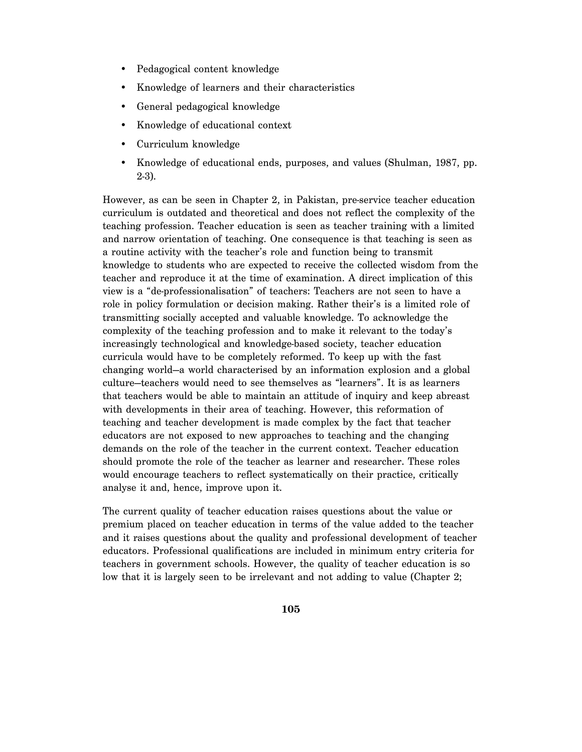- Pedagogical content knowledge
- Knowledge of learners and their characteristics
- General pedagogical knowledge
- Knowledge of educational context
- Curriculum knowledge
- Knowledge of educational ends, purposes, and values (Shulman, 1987, pp. 2-3).

However, as can be seen in Chapter 2, in Pakistan, pre-service teacher education curriculum is outdated and theoretical and does not reflect the complexity of the teaching profession. Teacher education is seen as teacher training with a limited and narrow orientation of teaching. One consequence is that teaching is seen as a routine activity with the teacher's role and function being to transmit knowledge to students who are expected to receive the collected wisdom from the teacher and reproduce it at the time of examination. A direct implication of this view is a "de-professionalisation" of teachers: Teachers are not seen to have a role in policy formulation or decision making. Rather their's is a limited role of transmitting socially accepted and valuable knowledge. To acknowledge the complexity of the teaching profession and to make it relevant to the today's increasingly technological and knowledge-based society, teacher education curricula would have to be completely reformed. To keep up with the fast changing world—a world characterised by an information explosion and a global culture—teachers would need to see themselves as "learners". It is as learners that teachers would be able to maintain an attitude of inquiry and keep abreast with developments in their area of teaching. However, this reformation of teaching and teacher development is made complex by the fact that teacher educators are not exposed to new approaches to teaching and the changing demands on the role of the teacher in the current context. Teacher education should promote the role of the teacher as learner and researcher. These roles would encourage teachers to reflect systematically on their practice, critically analyse it and, hence, improve upon it.

The current quality of teacher education raises questions about the value or premium placed on teacher education in terms of the value added to the teacher and it raises questions about the quality and professional development of teacher educators. Professional qualifications are included in minimum entry criteria for teachers in government schools. However, the quality of teacher education is so low that it is largely seen to be irrelevant and not adding to value (Chapter 2;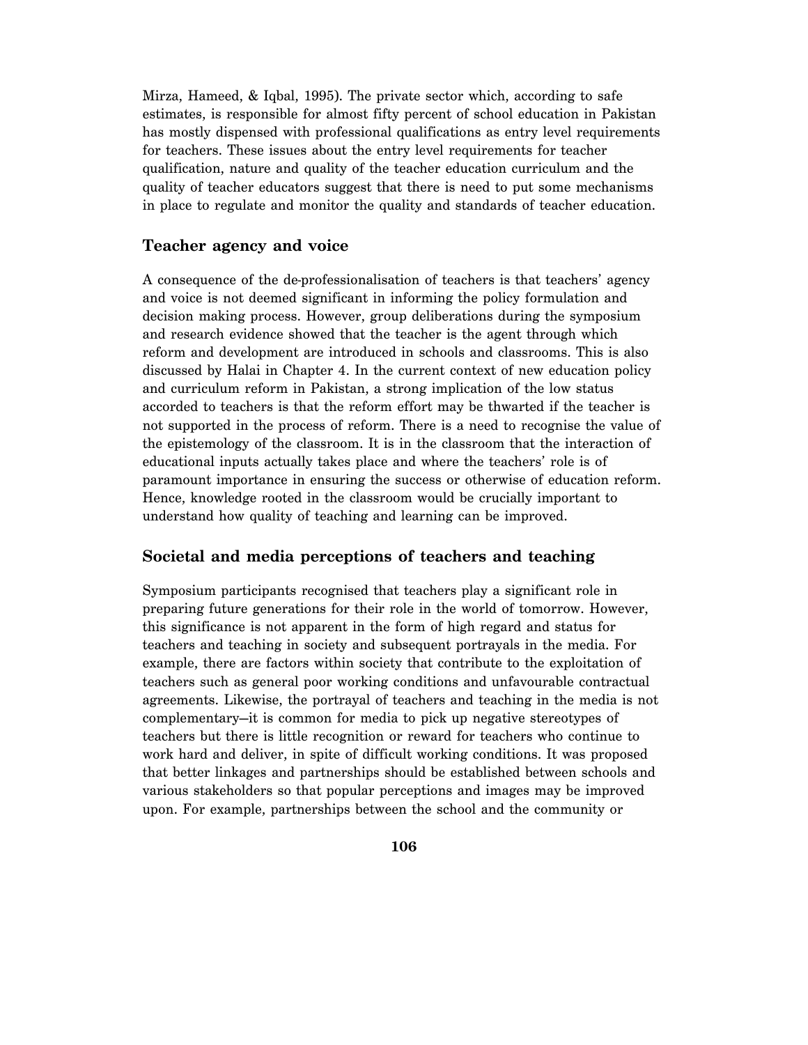Mirza, Hameed, & Iqbal, 1995). The private sector which, according to safe estimates, is responsible for almost fifty percent of school education in Pakistan has mostly dispensed with professional qualifications as entry level requirements for teachers. These issues about the entry level requirements for teacher qualification, nature and quality of the teacher education curriculum and the quality of teacher educators suggest that there is need to put some mechanisms in place to regulate and monitor the quality and standards of teacher education.

## Teacher agency and voice

A consequence of the de-professionalisation of teachers is that teachers' agency and voice is not deemed significant in informing the policy formulation and decision making process. However, group deliberations during the symposium and research evidence showed that the teacher is the agent through which reform and development are introduced in schools and classrooms. This is also discussed by Halai in Chapter 4. In the current context of new education policy and curriculum reform in Pakistan, a strong implication of the low status accorded to teachers is that the reform effort may be thwarted if the teacher is not supported in the process of reform. There is a need to recognise the value of the epistemology of the classroom. It is in the classroom that the interaction of educational inputs actually takes place and where the teachers' role is of paramount importance in ensuring the success or otherwise of education reform. Hence, knowledge rooted in the classroom would be crucially important to understand how quality of teaching and learning can be improved.

## Societal and media perceptions of teachers and teaching

Symposium participants recognised that teachers play a significant role in preparing future generations for their role in the world of tomorrow. However, this significance is not apparent in the form of high regard and status for teachers and teaching in society and subsequent portrayals in the media. For example, there are factors within society that contribute to the exploitation of teachers such as general poor working conditions and unfavourable contractual agreements. Likewise, the portrayal of teachers and teaching in the media is not complementary—it is common for media to pick up negative stereotypes of teachers but there is little recognition or reward for teachers who continue to work hard and deliver, in spite of difficult working conditions. It was proposed that better linkages and partnerships should be established between schools and various stakeholders so that popular perceptions and images may be improved upon. For example, partnerships between the school and the community or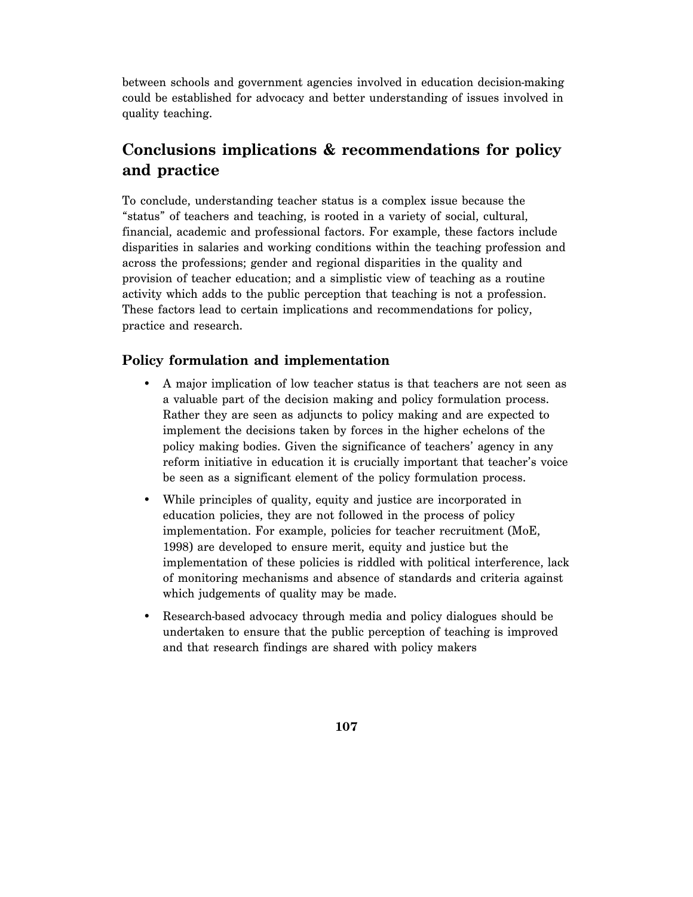between schools and government agencies involved in education decision-making could be established for advocacy and better understanding of issues involved in quality teaching.

## Conclusions implications & recommendations for policy and practice

To conclude, understanding teacher status is a complex issue because the "status" of teachers and teaching, is rooted in a variety of social, cultural, financial, academic and professional factors. For example, these factors include disparities in salaries and working conditions within the teaching profession and across the professions; gender and regional disparities in the quality and provision of teacher education; and a simplistic view of teaching as a routine activity which adds to the public perception that teaching is not a profession. These factors lead to certain implications and recommendations for policy, practice and research.

### Policy formulation and implementation

- A major implication of low teacher status is that teachers are not seen as a valuable part of the decision making and policy formulation process. Rather they are seen as adjuncts to policy making and are expected to implement the decisions taken by forces in the higher echelons of the policy making bodies. Given the significance of teachers' agency in any reform initiative in education it is crucially important that teacher's voice be seen as a significant element of the policy formulation process.
- While principles of quality, equity and justice are incorporated in education policies, they are not followed in the process of policy implementation. For example, policies for teacher recruitment (MoE, 1998) are developed to ensure merit, equity and justice but the implementation of these policies is riddled with political interference, lack of monitoring mechanisms and absence of standards and criteria against which judgements of quality may be made.
- Research-based advocacy through media and policy dialogues should be undertaken to ensure that the public perception of teaching is improved and that research findings are shared with policy makers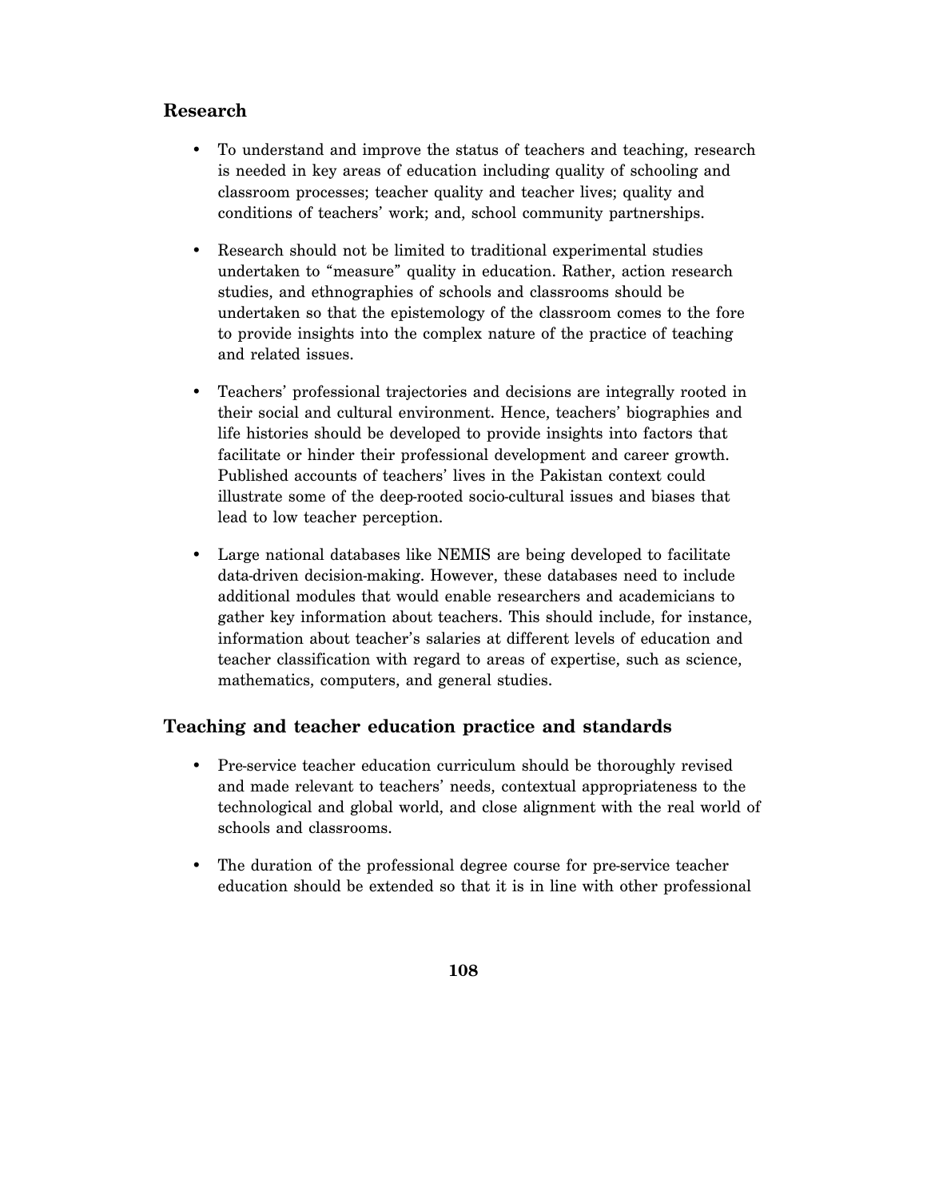## Research

- To understand and improve the status of teachers and teaching, research is needed in key areas of education including quality of schooling and classroom processes; teacher quality and teacher lives; quality and conditions of teachers' work; and, school community partnerships.

- Research should not be limited to traditional experimental studies undertaken to "measure" quality in education. Rather, action research studies, and ethnographies of schools and classrooms should be undertaken so that the epistemology of the classroom comes to the fore to provide insights into the complex nature of the practice of teaching and related issues.

- Teachers' professional trajectories and decisions are integrally rooted in their social and cultural environment. Hence, teachers' biographies and life histories should be developed to provide insights into factors that facilitate or hinder their professional development and career growth. Published accounts of teachers' lives in the Pakistan context could illustrate some of the deep-rooted socio-cultural issues and biases that lead to low teacher perception.

- Large national databases like NEMIS are being developed to facilitate data-driven decision-making. However, these databases need to include additional modules that would enable researchers and academicians to gather key information about teachers. This should include, for instance, information about teacher's salaries at different levels of education and teacher classification with regard to areas of expertise, such as science, mathematics, computers, and general studies.

## Teaching and teacher education practice and standards

- Pre-service teacher education curriculum should be thoroughly revised and made relevant to teachers' needs, contextual appropriateness to the technological and global world, and close alignment with the real world of schools and classrooms.

- The duration of the professional degree course for pre-service teacher education should be extended so that it is in line with other professional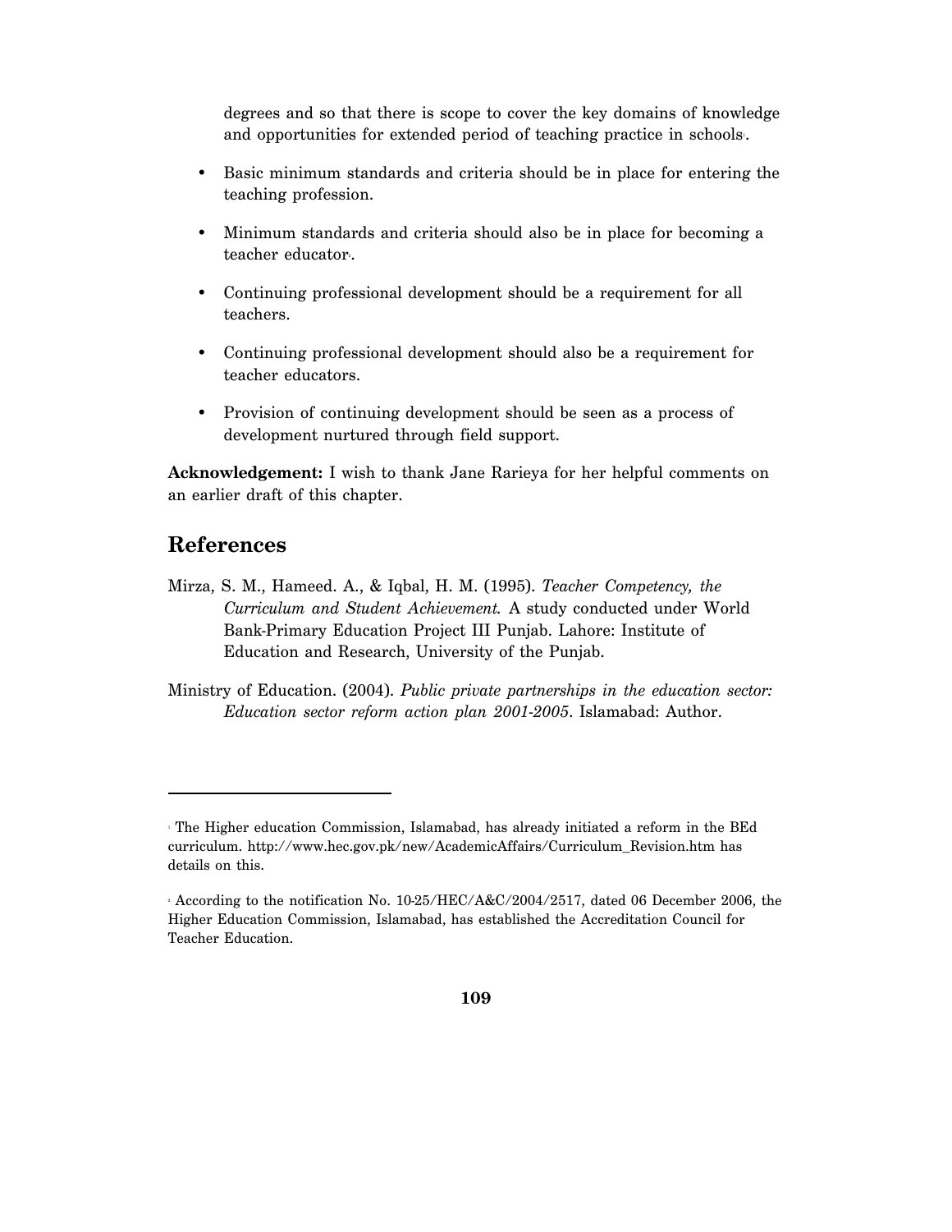degrees and so that there is scope to cover the key domains of knowledge and opportunities for extended period of teaching practice in schools[1].

- Basic minimum standards and criteria should be in place for entering the teaching profession.
- Minimum standards and criteria should also be in place for becoming a teacher educator[2].
- Continuing professional development should be a requirement for all teachers.
- Continuing professional development should also be a requirement for teacher educators.
- Provision of continuing development should be seen as a process of development nurtured through field support.

**Acknowledgement:** I wish to thank Jane Rarieya for her helpful comments on an earlier draft of this chapter.

## References

Mirza, S. M., Hameed. A., & Iqbal, H. M. (1995). *Teacher Competency, the Curriculum and Student Achievement.* A study conducted under World Bank-Primary Education Project III Punjab. Lahore: Institute of Education and Research, University of the Punjab.

Ministry of Education. (2004). *Public private partnerships in the education sector: Education sector reform action plan 2001-2005*. Islamabad: Author.

---

[1] The Higher education Commission, Islamabad, has already initiated a reform in the BEd curriculum. http://www.hec.gov.pk/new/AcademicAffairs/Curriculum_Revision.htm has details on this.

[2] According to the notification No. 10-25/HEC/A&C/2004/2517, dated 06 December 2006, the Higher Education Commission, Islamabad, has established the Accreditation Council for Teacher Education.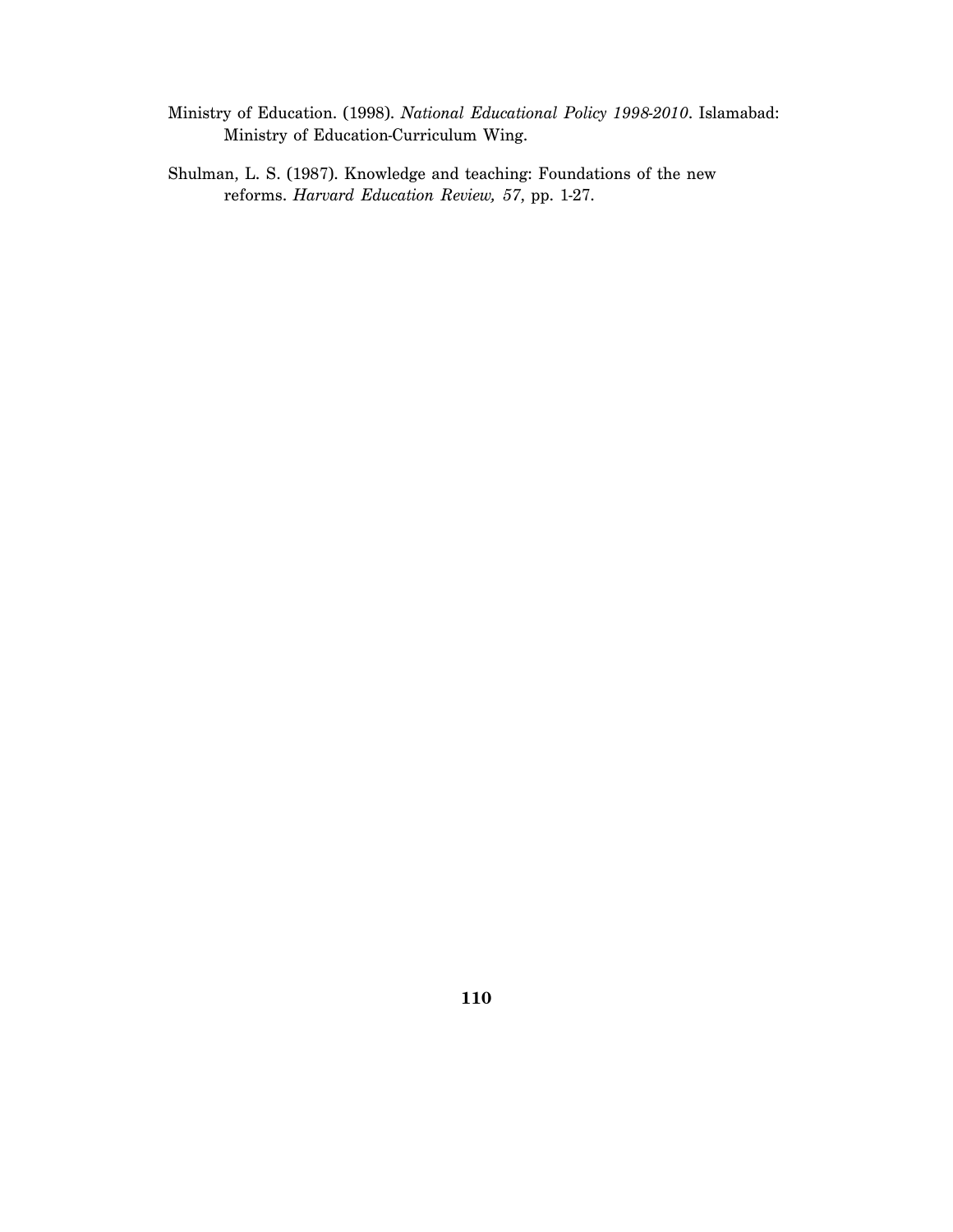Ministry of Education. (1998). *National Educational Policy 1998-2010*. Islamabad: Ministry of Education-Curriculum Wing.

Shulman, L. S. (1987). Knowledge and teaching: Foundations of the new reforms. *Harvard Education Review, 57*, pp. 1-27.